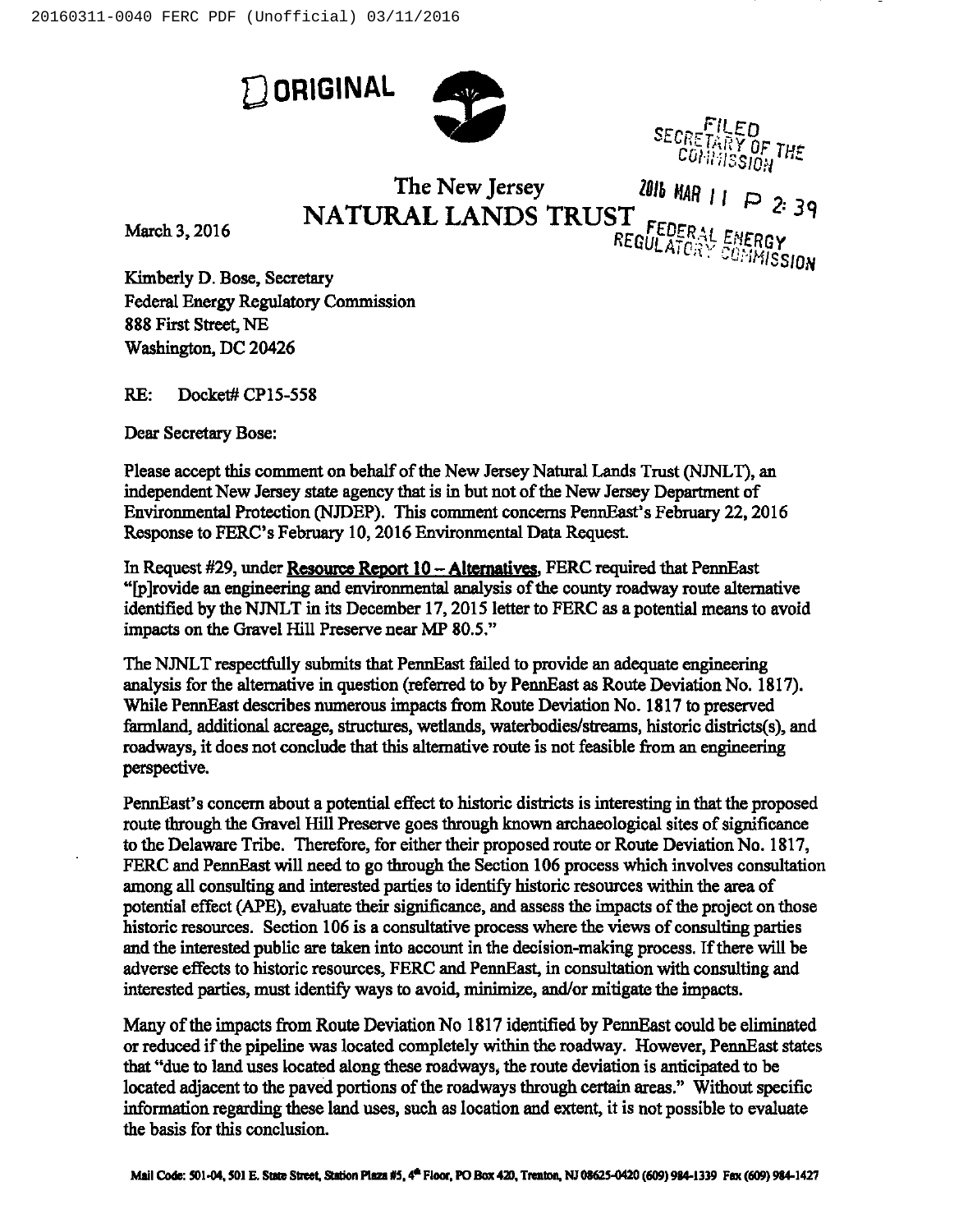ORIGINAL

FILED
SECRETARY OF THE COMMISSION
2016 MAR 11 P 2:39
FEDERAL ENERGY REGULATORY COMMISSION

The New Jersey
**NATURAL LANDS TRUST**

March 3, 2016

Kimberly D. Bose, Secretary
Federal Energy Regulatory Commission
888 First Street, NE
Washington, DC 20426

RE: Docket# CP15-558

Dear Secretary Bose:

Please accept this comment on behalf of the New Jersey Natural Lands Trust (NJNLT), an independent New Jersey state agency that is in but not of the New Jersey Department of Environmental Protection (NJDEP). This comment concerns PennEast's February 22, 2016 Response to FERC's February 10, 2016 Environmental Data Request.

In Request #29, under **Resource Report 10 – Alternatives**, FERC required that PennEast "[p]rovide an engineering and environmental analysis of the county roadway route alternative identified by the NJNLT in its December 17, 2015 letter to FERC as a potential means to avoid impacts on the Gravel Hill Preserve near MP 80.5."

The NJNLT respectfully submits that PennEast failed to provide an adequate engineering analysis for the alternative in question (referred to by PennEast as Route Deviation No. 1817). While PennEast describes numerous impacts from Route Deviation No. 1817 to preserved farmland, additional acreage, structures, wetlands, waterbodies/streams, historic districts(s), and roadways, it does not conclude that this alternative route is not feasible from an engineering perspective.

PennEast's concern about a potential effect to historic districts is interesting in that the proposed route through the Gravel Hill Preserve goes through known archaeological sites of significance to the Delaware Tribe. Therefore, for either their proposed route or Route Deviation No. 1817, FERC and PennEast will need to go through the Section 106 process which involves consultation among all consulting and interested parties to identify historic resources within the area of potential effect (APE), evaluate their significance, and assess the impacts of the project on those historic resources. Section 106 is a consultative process where the views of consulting parties and the interested public are taken into account in the decision-making process. If there will be adverse effects to historic resources, FERC and PennEast, in consultation with consulting and interested parties, must identify ways to avoid, minimize, and/or mitigate the impacts.

Many of the impacts from Route Deviation No 1817 identified by PennEast could be eliminated or reduced if the pipeline was located completely within the roadway. However, PennEast states that "due to land uses located along these roadways, the route deviation is anticipated to be located adjacent to the paved portions of the roadways through certain areas." Without specific information regarding these land uses, such as location and extent, it is not possible to evaluate the basis for this conclusion.

Mail Code: 501-04, 501 E. State Street, Station Plaza #5, 4th Floor, PO Box 420, Trenton, NJ 08625-0420 (609) 984-1339 Fax (609) 984-1427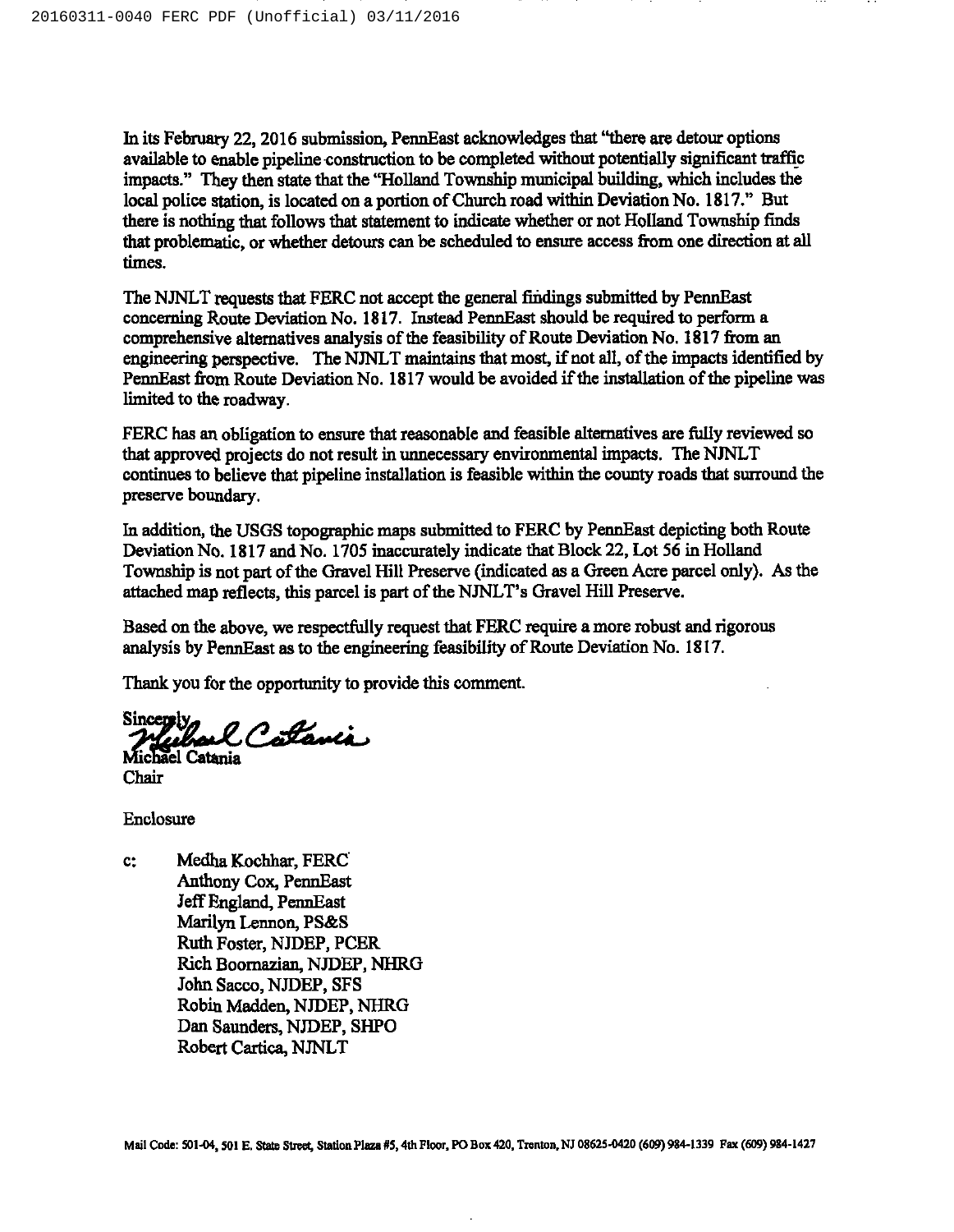In its February 22, 2016 submission, PennEast acknowledges that "there are detour options available to enable pipeline construction to be completed without potentially significant traffic impacts." They then state that the "Holland Township municipal building, which includes the local police station, is located on a portion of Church road within Deviation No. 1817." But there is nothing that follows that statement to indicate whether or not Holland Township finds that problematic, or whether detours can be scheduled to ensure access from one direction at all times.

The NJNLT requests that FERC not accept the general findings submitted by PennEast concerning Route Deviation No. 1817. Instead PennEast should be required to perform a comprehensive alternatives analysis of the feasibility of Route Deviation No. 1817 from an engineering perspective. The NJNLT maintains that most, if not all, of the impacts identified by PennEast from Route Deviation No. 1817 would be avoided if the installation of the pipeline was limited to the roadway.

FERC has an obligation to ensure that reasonable and feasible alternatives are fully reviewed so that approved projects do not result in unnecessary environmental impacts. The NJNLT continues to believe that pipeline installation is feasible within the county roads that surround the preserve boundary.

In addition, the USGS topographic maps submitted to FERC by PennEast depicting both Route Deviation No. 1817 and No. 1705 inaccurately indicate that Block 22, Lot 56 in Holland Township is not part of the Gravel Hill Preserve (indicated as a Green Acre parcel only). As the attached map reflects, this parcel is part of the NJNLT's Gravel Hill Preserve.

Based on the above, we respectfully request that FERC require a more robust and rigorous analysis by PennEast as to the engineering feasibility of Route Deviation No. 1817.

Thank you for the opportunity to provide this comment.

Sincerely,

Michael Catania
Chair

Enclosure

c: Medha Kochhar, FERC
Anthony Cox, PennEast
Jeff England, PennEast
Marilyn Lennon, PS&S
Ruth Foster, NJDEP, PCER
Rich Boornazian, NJDEP, NHRG
John Sacco, NJDEP, SFS
Robin Madden, NJDEP, NHRG
Dan Saunders, NJDEP, SHPO
Robert Cartica, NJNLT

Mail Code: 501-04, 501 E. State Street, Station Plaza #5, 4th Floor, PO Box 420, Trenton, NJ 08625-0420 (609) 984-1339 Fax (609) 984-1427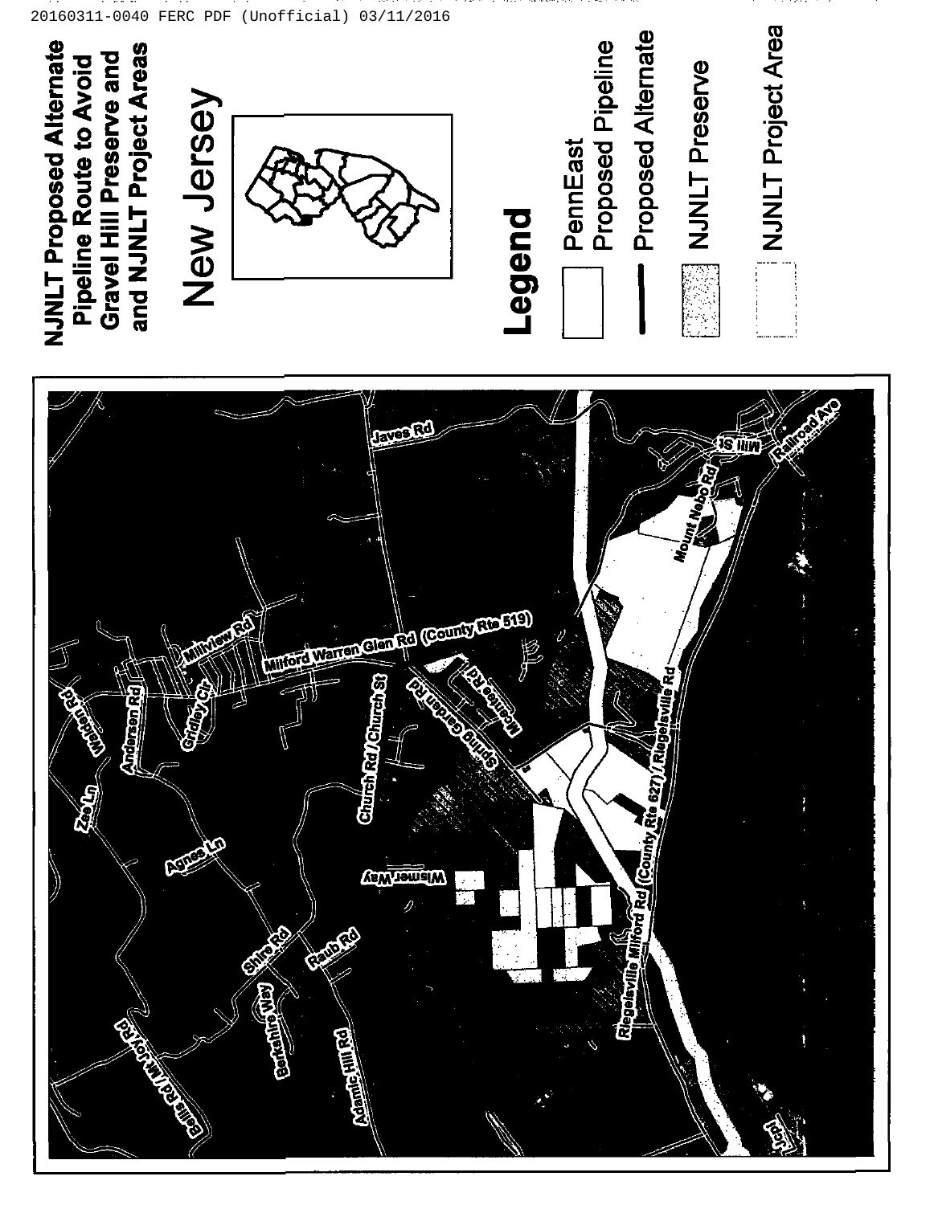# NJNLT Proposed Alternate Pipeline Route to Avoid Gravel Hill Preserve and and NJNLT Project Areas

New Jersey

## Legend

- PennEast Proposed Pipeline
- Proposed Alternate
- NJNLT Preserve
- NJNLT Project Area

Javes Rd
Mill St
Railroad Ave
Mount Nebo Rd
Millview Rd
Milford Warren Glen Rd (County Rte 519)
Walden Rd
Andersen Rd
Gridley Cir
Church Rd / Church St
Spring Garden Rd
Mcentee Rd
Riegelsville Milford Rd (County Rte 627) / Riegelsville Rd
Zee Ln
Agnes Ln
Wismer Way
Shire Rd
Raub Rd
Berkshire Way
Ballis Rd / Mt Joy Rd
Adamic Hill Rd
Uohl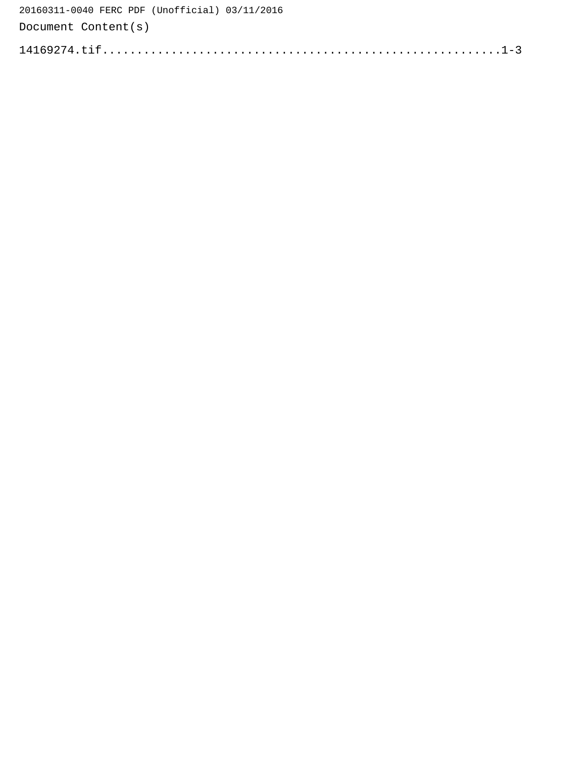Document Content(s)

14169274.tif......................................................1-3